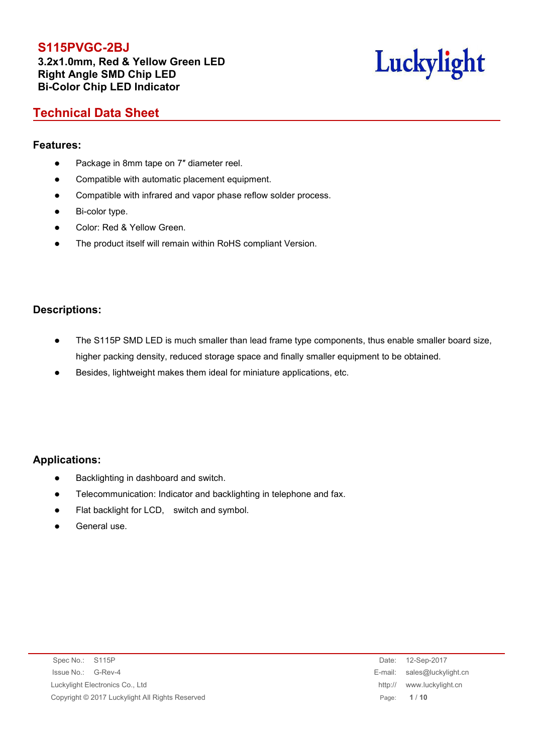# S115PVGC-2BJ

**3.2x1.0mm, Red & Yellow Green LED**
**Right Angle SMD Chip LED**
**Bi-Color Chip LED Indicator**

Luckylight

## Technical Data Sheet

### Features:

- Package in 8mm tape on 7″ diameter reel.
- Compatible with automatic placement equipment.
- Compatible with infrared and vapor phase reflow solder process.
- Bi-color type.
- Color: Red & Yellow Green.
- The product itself will remain within RoHS compliant Version.

### Descriptions:

- The S115P SMD LED is much smaller than lead frame type components, thus enable smaller board size, higher packing density, reduced storage space and finally smaller equipment to be obtained.
- Besides, lightweight makes them ideal for miniature applications, etc.

### Applications:

- Backlighting in dashboard and switch.
- Telecommunication: Indicator and backlighting in telephone and fax.
- Flat backlight for LCD, switch and symbol.
- General use.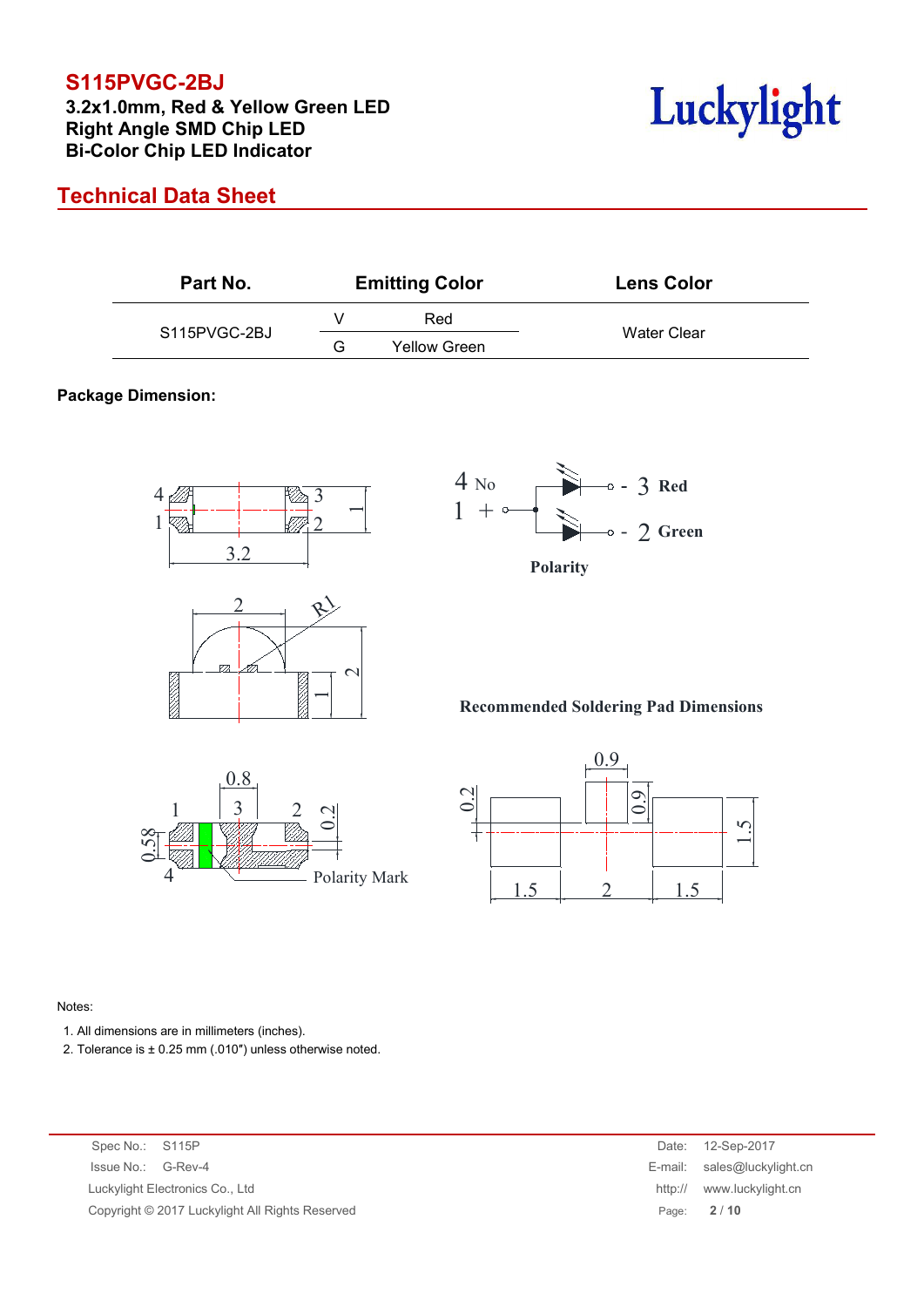# S115PVGC-2BJ

**3.2x1.0mm, Red & Yellow Green LED**
**Right Angle SMD Chip LED**
**Bi-Color Chip LED Indicator**

## Technical Data Sheet

| Part No. | Emitting Color | | Lens Color |
|---|---|---|---|
| S115PVGC-2BJ | V | Red | Water Clear |
| | G | Yellow Green | |

**Package Dimension:**

4 No
1 +
- 3 Red
- 2 Green

Polarity

Recommended Soldering Pad Dimensions

Polarity Mark

Notes:

1. All dimensions are in millimeters (inches).
2. Tolerance is ± 0.25 mm (.010″) unless otherwise noted.

Spec No.: S115P
Issue No.: G-Rev-4
Luckylight Electronics Co., Ltd
Copyright © 2017 Luckylight All Rights Reserved

Date: 12-Sep-2017
E-mail: sales@luckylight.cn
http:// www.luckylight.cn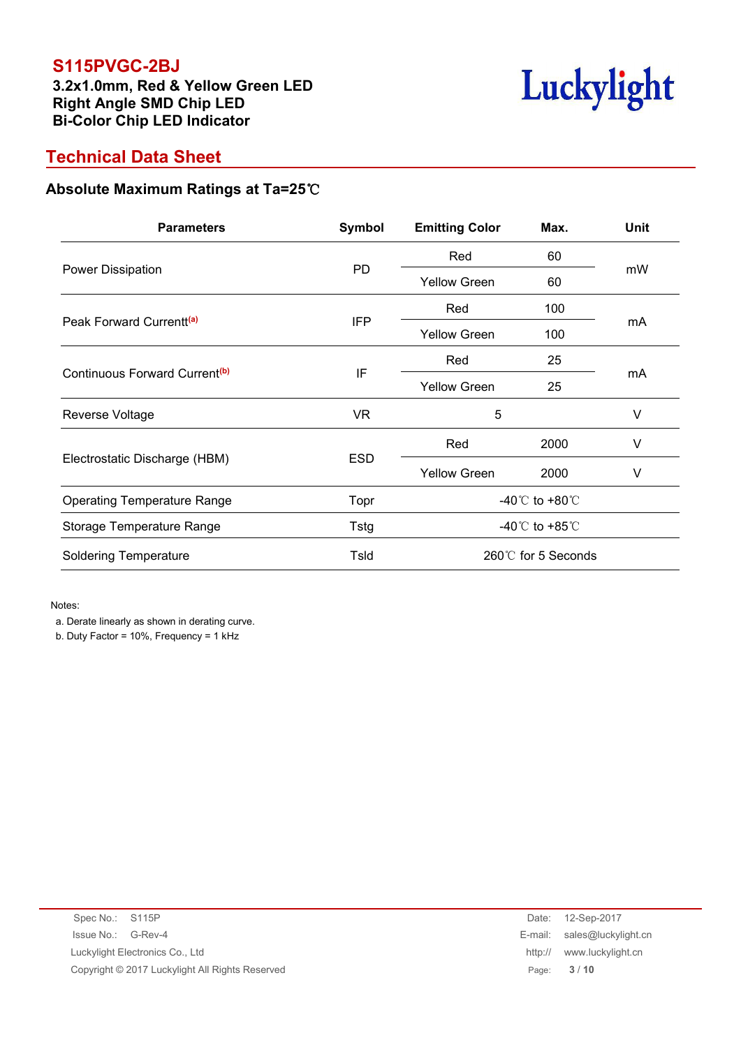# S115PVGC-2BJ

**3.2x1.0mm, Red & Yellow Green LED**
**Right Angle SMD Chip LED**
**Bi-Color Chip LED Indicator**

## Technical Data Sheet

### Absolute Maximum Ratings at Ta=25℃

| Parameters | Symbol | Emitting Color | Max. | Unit |
|---|---|---|---|---|
| Power Dissipation | PD | Red | 60 | mW |
| | | Yellow Green | 60 | |
| Peak Forward Currentt[(a)] | IFP | Red | 100 | mA |
| | | Yellow Green | 100 | |
| Continuous Forward Current[(b)] | IF | Red | 25 | mA |
| | | Yellow Green | 25 | |
| Reverse Voltage | VR | 5 | | V |
| Electrostatic Discharge (HBM) | ESD | Red | 2000 | V |
| | | Yellow Green | 2000 | V |
| Operating Temperature Range | Topr | -40℃ to +80℃ | | |
| Storage Temperature Range | Tstg | -40℃ to +85℃ | | |
| Soldering Temperature | Tsld | 260℃ for 5 Seconds | | |

Notes:

a. Derate linearly as shown in derating curve.

b. Duty Factor = 10%, Frequency = 1 kHz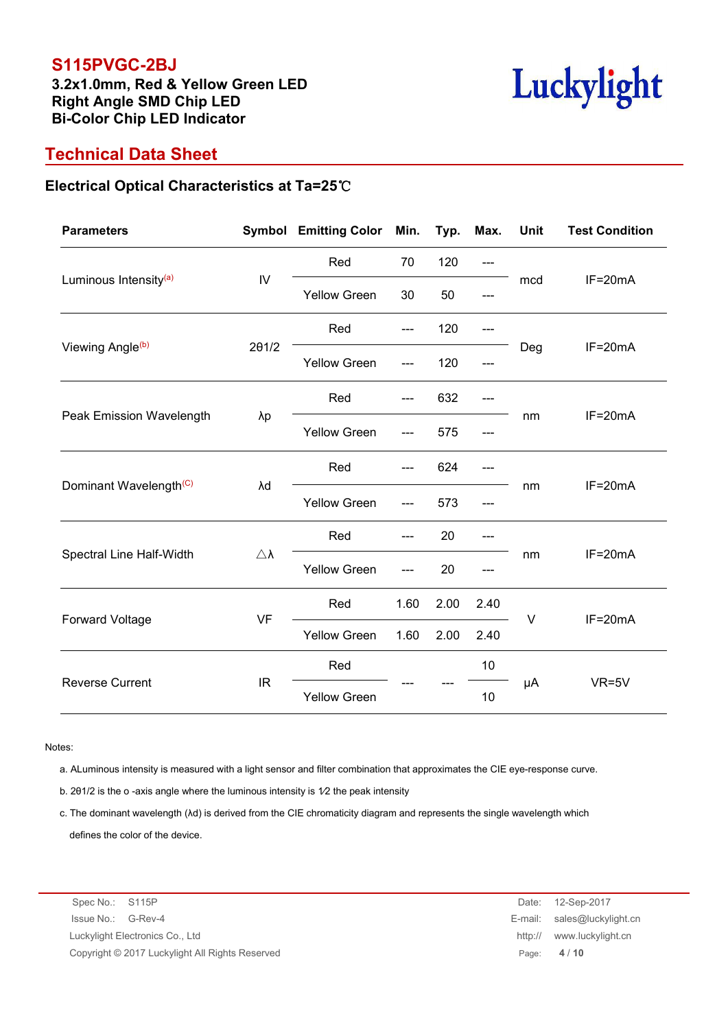# S115PVGC-2BJ

**3.2x1.0mm, Red & Yellow Green LED**
**Right Angle SMD Chip LED**
**Bi-Color Chip LED Indicator**

Luckylight

## Technical Data Sheet

### Electrical Optical Characteristics at Ta=25℃

| Parameters | Symbol | Emitting Color | Min. | Typ. | Max. | Unit | Test Condition |
|---|---|---|---|---|---|---|---|
| Luminous Intensity[(a)] | IV | Red | 70 | 120 | --- | mcd | IF=20mA |
| | | Yellow Green | 30 | 50 | --- | | |
| Viewing Angle[(b)] | 2θ1/2 | Red | --- | 120 | --- | Deg | IF=20mA |
| | | Yellow Green | --- | 120 | --- | | |
| Peak Emission Wavelength | λp | Red | --- | 632 | --- | nm | IF=20mA |
| | | Yellow Green | --- | 575 | --- | | |
| Dominant Wavelength[(C)] | λd | Red | --- | 624 | --- | nm | IF=20mA |
| | | Yellow Green | --- | 573 | --- | | |
| Spectral Line Half-Width | △λ | Red | --- | 20 | --- | nm | IF=20mA |
| | | Yellow Green | --- | 20 | --- | | |
| Forward Voltage | VF | Red | 1.60 | 2.00 | 2.40 | V | IF=20mA |
| | | Yellow Green | 1.60 | 2.00 | 2.40 | | |
| Reverse Current | IR | Red | --- | --- | 10 | μA | VR=5V |
| | | Yellow Green | | | 10 | | |

Notes:

a. ALuminous intensity is measured with a light sensor and filter combination that approximates the CIE eye-response curve.

b. 2θ1/2 is the o -axis angle where the luminous intensity is 1⁄2 the peak intensity

c. The dominant wavelength (λd) is derived from the CIE chromaticity diagram and represents the single wavelength which defines the color of the device.

Spec No.: S115P
Issue No.: G-Rev-4
Luckylight Electronics Co., Ltd
Copyright © 2017 Luckylight All Rights Reserved

Date: 12-Sep-2017
E-mail: sales@luckylight.cn
http:// www.luckylight.cn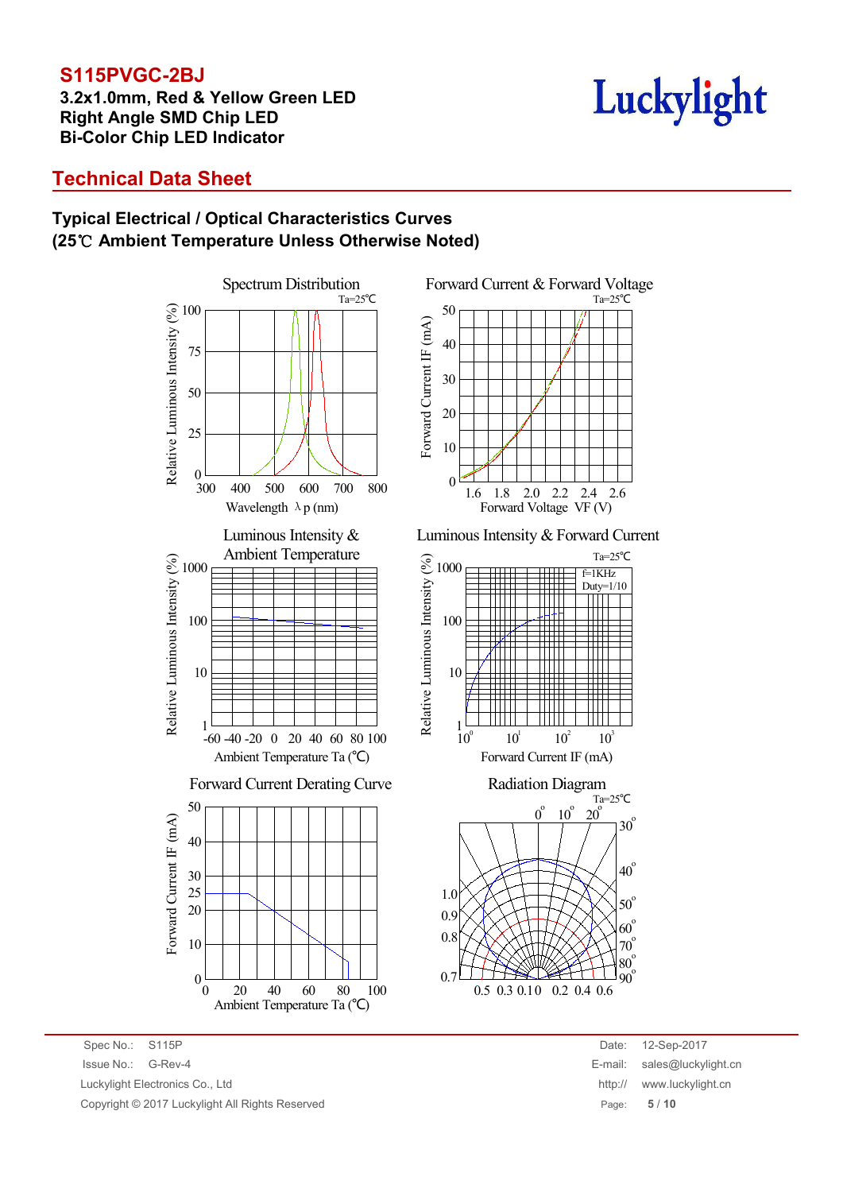**S115PVGC-2BJ**
**3.2x1.0mm, Red & Yellow Green LED**
**Right Angle SMD Chip LED**
**Bi-Color Chip LED Indicator**

## Technical Data Sheet

### Typical Electrical / Optical Characteristics Curves
### (25℃ Ambient Temperature Unless Otherwise Noted)

Spectrum Distribution
Ta=25℃
Relative Luminous Intensity (%)
Wavelength λp (nm)

Forward Current & Forward Voltage
Ta=25℃
Forward Current IF (mA)
Forward Voltage VF (V)

Luminous Intensity & Ambient Temperature
Relative Luminous Intensity (%)
Ambient Temperature Ta (℃)

Luminous Intensity & Forward Current
Ta=25℃
f=1KHz
Duty=1/10
Relative Luminous Intensity (%)
Forward Current IF (mA)

Forward Current Derating Curve
Forward Current IF (mA)
Ambient Temperature Ta (℃)

Radiation Diagram
Ta=25℃

| Spec No.: | S115P | Date: | 12-Sep-2017 |
|---|---|---|---|
| Issue No.: | G-Rev-4 | E-mail: | sales@luckylight.cn |
| Luckylight Electronics Co., Ltd | | http:// | www.luckylight.cn |
| Copyright © 2017 Luckylight All Rights Reserved | | | |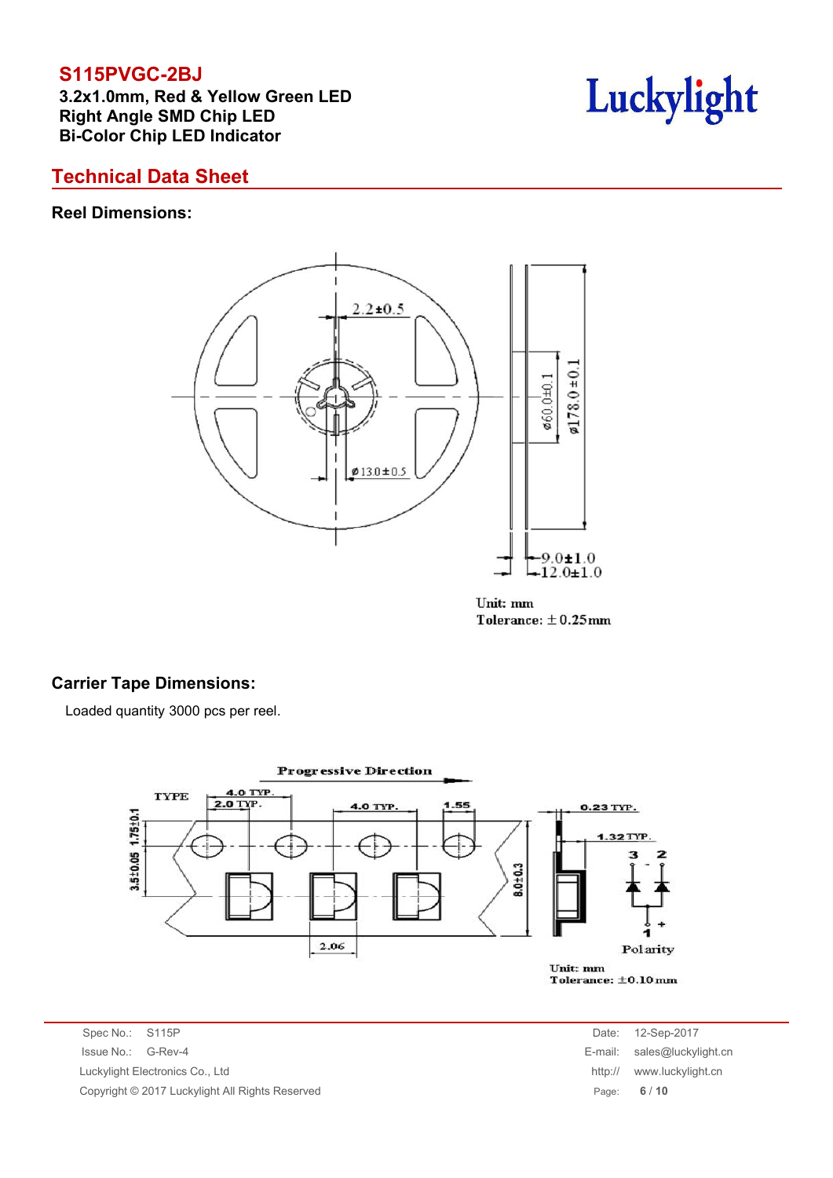**S115PVGC-2BJ**
**3.2x1.0mm, Red & Yellow Green LED**
**Right Angle SMD Chip LED**
**Bi-Color Chip LED Indicator**

Luckylight

## Technical Data Sheet

### Reel Dimensions:

2.2±0.5

ø13.0±0.5

ø60.0±0.1

ø178.0±0.1

9.0±1.0

12.0±1.0

Unit: mm
Tolerance: ±0.25mm

### Carrier Tape Dimensions:

Loaded quantity 3000 pcs per reel.

Progressive Direction

TYPE

4.0 TYP.

2.0 TYP.

4.0 TYP.

1.55

3.5±0.05

1.75±0.1

8.0±0.3

2.06

0.23 TYP.

1.32 TYP.

3

2

1

Polarity

Unit: mm
Tolerance: ±0.10mm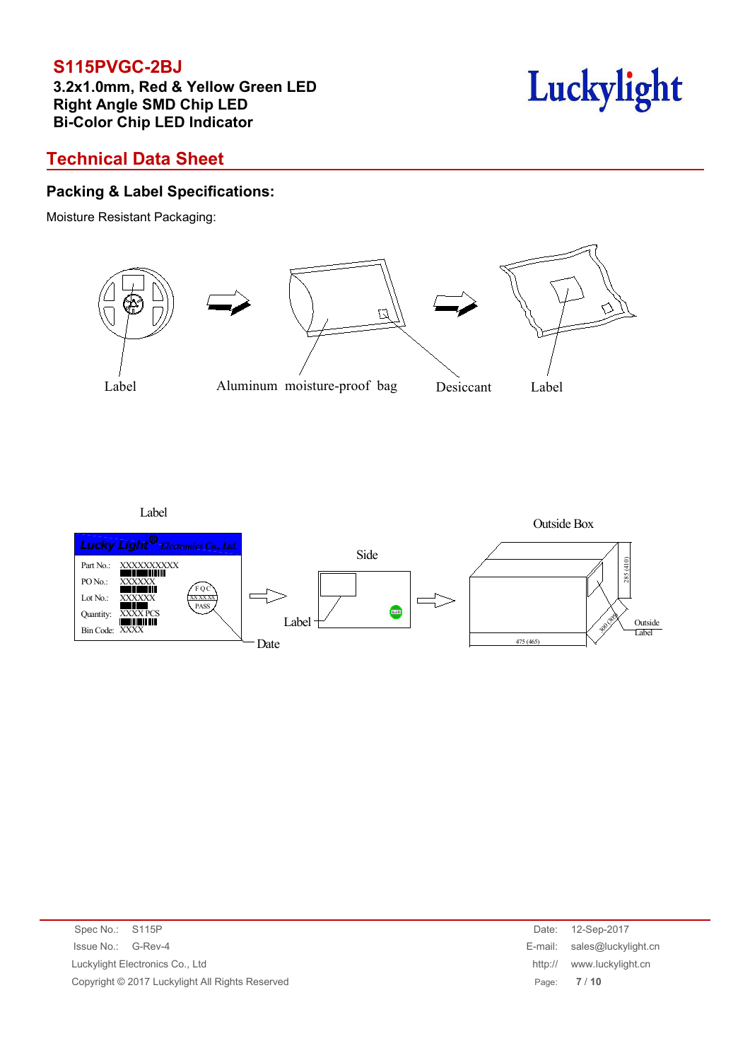# Technical Data Sheet

## Packing & Label Specifications:

Moisture Resistant Packaging:

Label

Aluminum moisture-proof bag

Desiccant

Label

Label

Lucky Light Electronics Co., Ltd

Part No.: XXXXXXXXXX

PO No.: XXXXXX

Lot No.: XXXXXX

Quantity: XXXX PCS

Bin Code: XXXX

FQC XXXXXX PASS

Date

Side

Label

Outside Box

285 (410)

300 (305)

475 (465)

Outside Label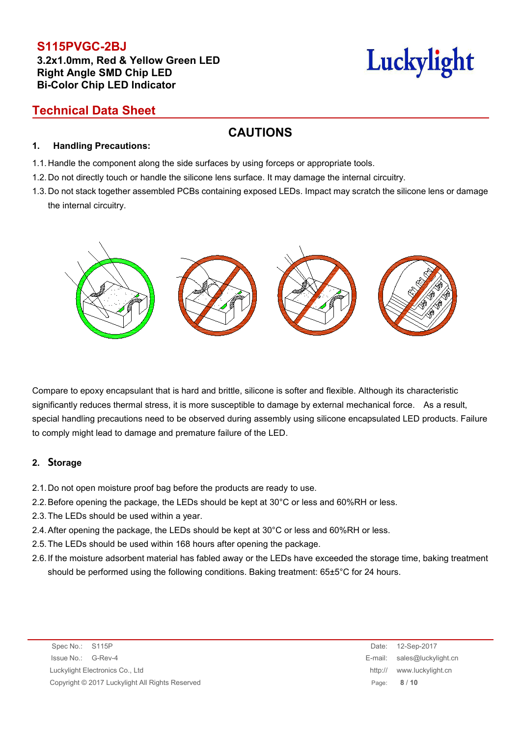# S115PVGC-2BJ

**3.2x1.0mm, Red & Yellow Green LED**
**Right Angle SMD Chip LED**
**Bi-Color Chip LED Indicator**

## Technical Data Sheet

## CAUTIONS

### 1. Handling Precautions:

1.1. Handle the component along the side surfaces by using forceps or appropriate tools.

1.2. Do not directly touch or handle the silicone lens surface. It may damage the internal circuitry.

1.3. Do not stack together assembled PCBs containing exposed LEDs. Impact may scratch the silicone lens or damage the internal circuitry.

Compare to epoxy encapsulant that is hard and brittle, silicone is softer and flexible. Although its characteristic significantly reduces thermal stress, it is more susceptible to damage by external mechanical force. As a result, special handling precautions need to be observed during assembly using silicone encapsulated LED products. Failure to comply might lead to damage and premature failure of the LED.

### 2. Storage

2.1. Do not open moisture proof bag before the products are ready to use.

2.2. Before opening the package, the LEDs should be kept at 30°C or less and 60%RH or less.

2.3. The LEDs should be used within a year.

2.4. After opening the package, the LEDs should be kept at 30°C or less and 60%RH or less.

2.5. The LEDs should be used within 168 hours after opening the package.

2.6. If the moisture adsorbent material has fabled away or the LEDs have exceeded the storage time, baking treatment should be performed using the following conditions. Baking treatment: 65±5°C for 24 hours.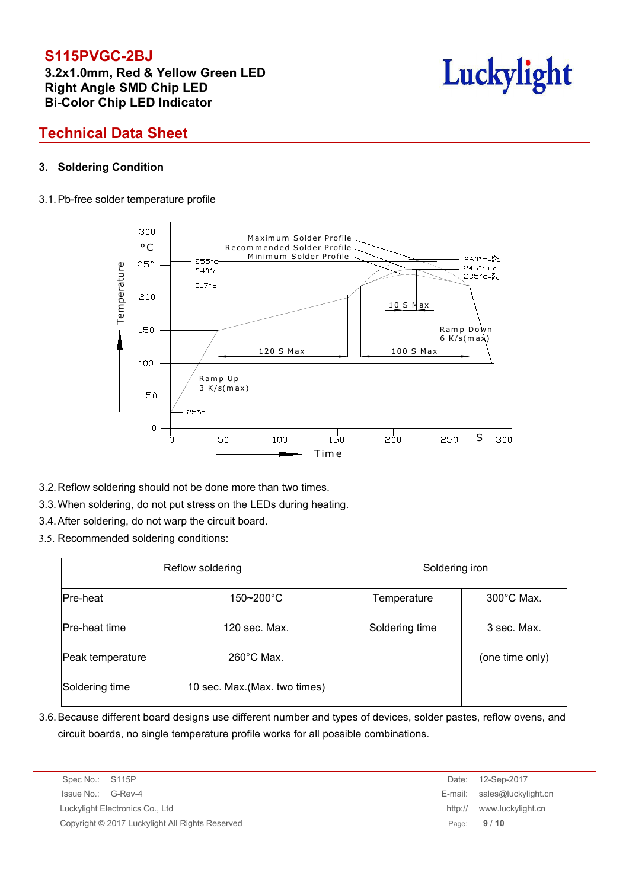## 3. Soldering Condition

3.1. Pb-free solder temperature profile

300
°C
250
200
150
100
50
0
Temperature
Maximum Solder Profile
Recommended Solder Profile
Minimum Solder Profile
255°c
240°c
217°c
25°c
260°c
245°c±5°c
235°c
10 S Max
Ramp Down
6 K/s(max)
120 S Max
100 S Max
Ramp Up
3 K/s(max)
0
50
100
150
200
250
S
300
Time

3.2. Reflow soldering should not be done more than two times.

3.3. When soldering, do not put stress on the LEDs during heating.

3.4. After soldering, do not warp the circuit board.

3.5. Recommended soldering conditions:

| Reflow soldering | | Soldering iron | |
|---|---|---|---|
| Pre-heat | 150~200°C | Temperature | 300°C Max. |
| Pre-heat time | 120 sec. Max. | Soldering time | 3 sec. Max. |
| Peak temperature | 260°C Max. | | (one time only) |
| Soldering time | 10 sec. Max.(Max. two times) | | |

3.6. Because different board designs use different number and types of devices, solder pastes, reflow ovens, and circuit boards, no single temperature profile works for all possible combinations.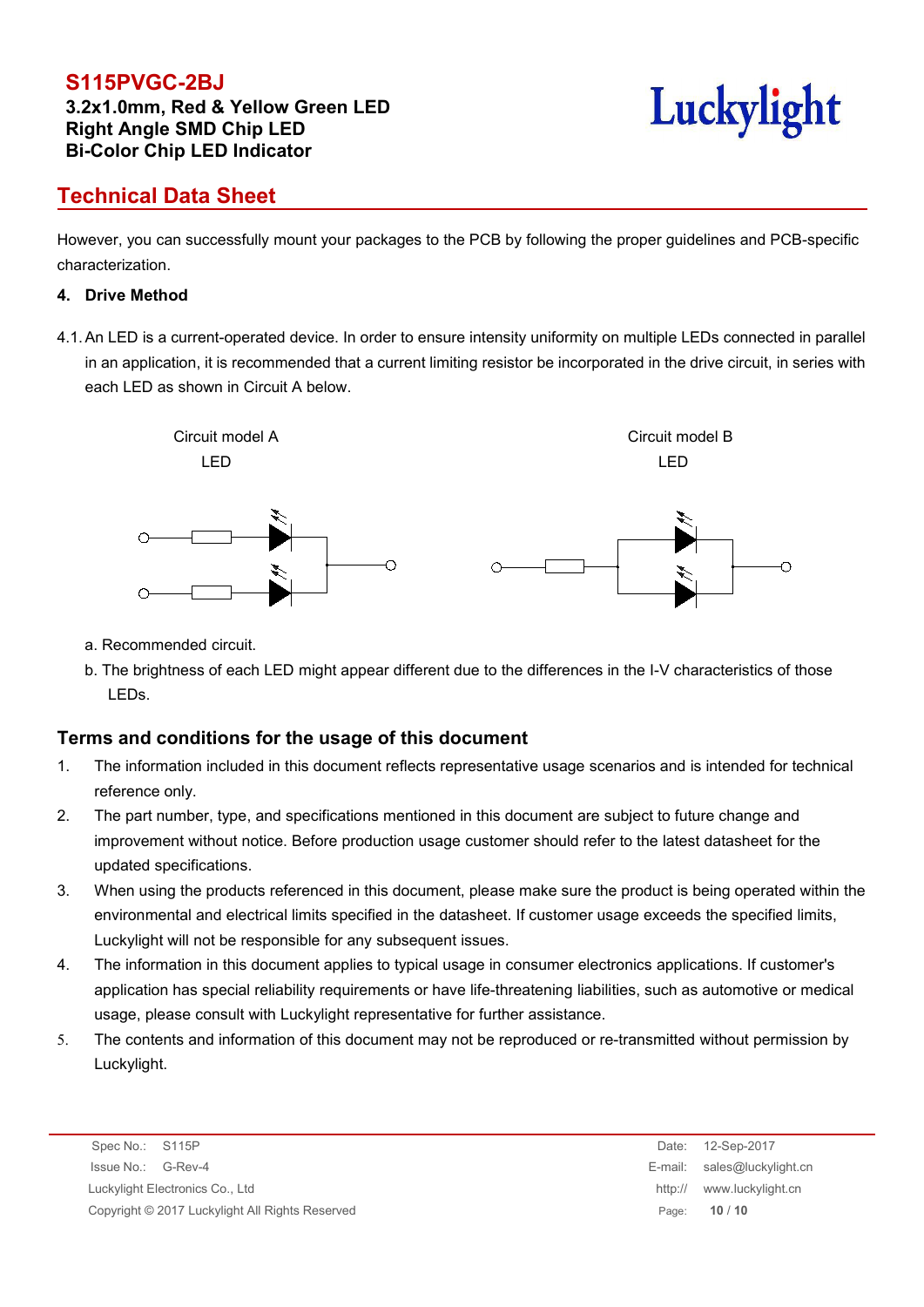However, you can successfully mount your packages to the PCB by following the proper guidelines and PCB-specific characterization.

**4. Drive Method**

4.1. An LED is a current-operated device. In order to ensure intensity uniformity on multiple LEDs connected in parallel in an application, it is recommended that a current limiting resistor be incorporated in the drive circuit, in series with each LED as shown in Circuit A below.

Circuit model A

LED

Circuit model B

LED

a. Recommended circuit.

b. The brightness of each LED might appear different due to the differences in the I-V characteristics of those LEDs.

## Terms and conditions for the usage of this document

1. The information included in this document reflects representative usage scenarios and is intended for technical reference only.
2. The part number, type, and specifications mentioned in this document are subject to future change and improvement without notice. Before production usage customer should refer to the latest datasheet for the updated specifications.
3. When using the products referenced in this document, please make sure the product is being operated within the environmental and electrical limits specified in the datasheet. If customer usage exceeds the specified limits, Luckylight will not be responsible for any subsequent issues.
4. The information in this document applies to typical usage in consumer electronics applications. If customer's application has special reliability requirements or have life-threatening liabilities, such as automotive or medical usage, please consult with Luckylight representative for further assistance.
5. The contents and information of this document may not be reproduced or re-transmitted without permission by Luckylight.